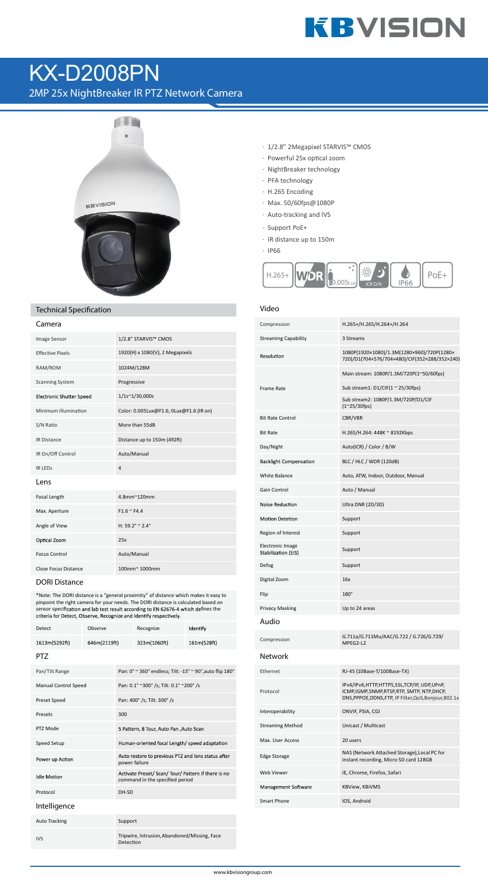# KX-D2008PN

## 2MP 25x NightBreaker IR PTZ Network Camera

- 1/2.8" 2Megapixel STARVIS™ CMOS
- Powerful 25x optical zoom
- NightBreaker technology
- PFA technology
- H.265 Encoding
- Max. 50/60fps@1080P
- Auto-tracking and IVS
- Support PoE+
- IR distance up to 150m
- IP66

H.265+ | WDR | 0.005Lux | ICR D/N | IP66 | PoE+

## Technical Specification

### Camera

| | |
|---|---|
| Image Sensor | 1/2.8" STARVIS™ CMOS |
| Effective Pixels | 1920(H) x 1080(V), 2 Megapixels |
| RAM/ROM | 1024M/128M |
| Scanning System | Progressive |
| Electronic Shutter Speed | 1/1s~1/30,000s |
| Minimum Illumination | Color: 0.005Lux@F1.6; 0Lux@F1.6 (IR on) |
| S/N Ratio | More than 55dB |
| IR Distance | Distance up to 150m (492ft) |
| IR On/Off Control | Auto/Manual |
| IR LEDs | 4 |

### Lens

| | |
|---|---|
| Focal Length | 4.8mm~120mm |
| Max. Aperture | F1.6 ~ F4.4 |
| Angle of View | H: 59.2° ~ 2.4° |
| Optical Zoom | 25x |
| Focus Control | Auto/Manual |
| Close Focus Distance | 100mm~ 1000mm |

### DORI Distance

*Note: The DORI distance is a "general proximity" of distance which makes it easy to pinpoint the right camera for your needs. The DORI distance is calculated based on sensor specification and lab test result according to EN 62676-4 which defines the criteria for Detect, Observe, Recognize and Identify respectively.

| Detect | Observe | Recognize | Identify |
|---|---|---|---|
| 1613m(5292ft) | 646m(2119ft) | 323m(1060ft) | 161m(528ft) |

### PTZ

| | |
|---|---|
| Pan/Tilt Range | Pan: 0° ~ 360° endless; Tilt: -15° ~ 90°,auto flip 180° |
| Manual Control Speed | Pan: 0.1° ~300° /s; Tilt: 0.1° ~200° /s |
| Preset Speed | Pan: 400° /s; Tilt: 300° /s |
| Presets | 300 |
| PTZ Mode | 5 Pattern, 8 Tour, Auto Pan ,Auto Scan |
| Speed Setup | Human-oriented focal Length/ speed adaptation |
| Power up Action | Auto restore to previous PTZ and lens status after power failure |
| Idle Motion | Activate Preset/ Scan/ Tour/ Pattern if there is no command in the specified period |
| Protocol | DH-SD |

### Intelligence

| | |
|---|---|
| Auto Tracking | Support |
| IVS | Tripwire, Intrusion,Abandoned/Missing, Face Detection |

### Video

| | |
|---|---|
| Compression | H.265+/H.265/H.264+/H.264 |
| Streaming Capability | 3 Streams |
| Resolution | 1080P(1920×1080)/1.3M(1280×960)/720P(1280×720)/D1(704×576/704×480)/CIF(352×288/352×240) |
| Frame Rate | Main stream: 1080P/1.3M/720P(1~50/60fps)<br>Sub stream1: D1/CIF(1 ~ 25/30fps)<br>Sub stream2: 1080P/1.3M/720P/D1/CIF (1~25/30fps) |
| Bit Rate Control | CBR/VBR |
| Bit Rate | H.265/H.264: 448K ~ 8192Kbps |
| Day/Night | Auto(ICR) / Color / B/W |
| Backlight Compensation | BLC / HLC / WDR (120dB) |
| White Balance | Auto, ATW, Indoor, Outdoor, Manual |
| Gain Control | Auto / Manual |
| Noise Reduction | Ultra DNR (2D/3D) |
| Motion Detetion | Support |
| Region of Interest | Support |
| Electronic Image Stabilization (EIS) | Support |
| Defog | Support |
| Digital Zoom | 16x |
| Flip | 180° |
| Privacy Masking | Up to 24 areas |

### Audio

| | |
|---|---|
| Compression | G.711a/G.711Mu/AAC/G.722 / G.726/G.729/ MPEG2-L2 |

### Network

| | |
|---|---|
| Ethernet | RJ-45 (10Base-T/100Base-TX) |
| Protocol | IPv4/IPv6,HTTP,HTTPS,SSL,TCP/IP, UDP,UPnP, ICMP,IGMP,SNMP,RTSP,RTP, SMTP, NTP,DHCP, DNS,PPPOE,DDNS,FTP, IP Filter,QoS,Bonjour,802.1x |
| Interoperability | ONVIF, PSIA, CGI |
| Streaming Method | Unicast / Multicast |
| Max. User Access | 20 users |
| Edge Storage | NAS (Network Attached Storage),Local PC for instant recording, Micro SD card 128GB |
| Web Viewer | IE, Chrome, Firefox, Safari |
| Management Software | KBView, KBiVMS |
| Smart Phone | IOS, Android |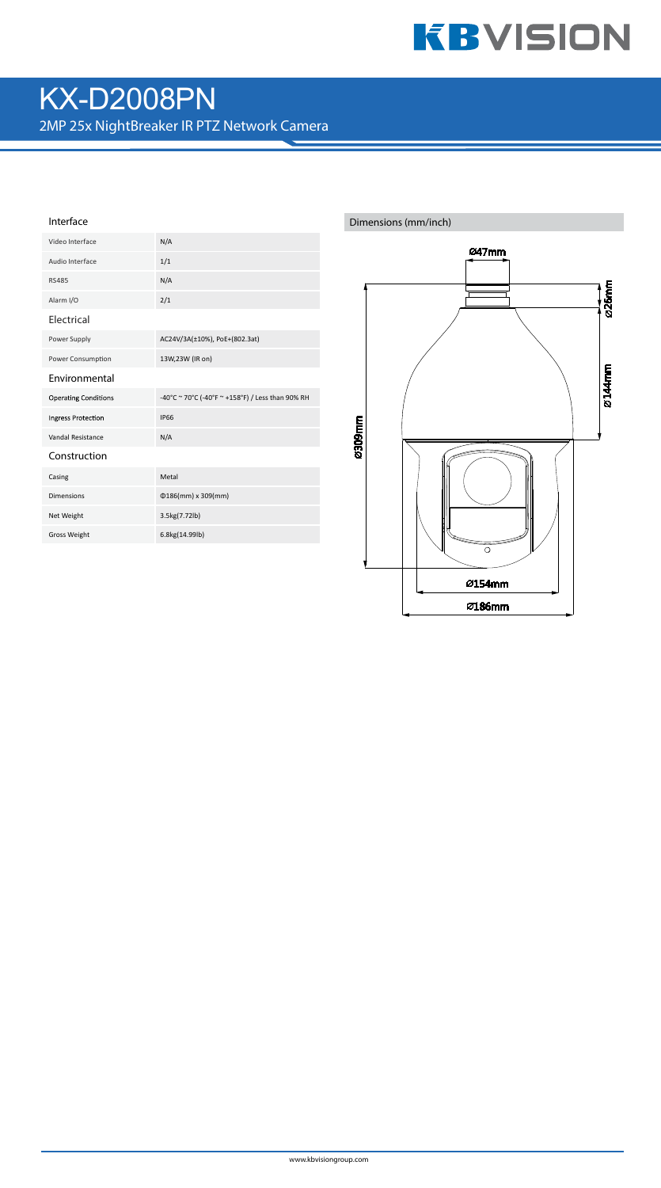# KX-D2008PN

2MP 25x NightBreaker IR PTZ Network Camera

### Interface

| | |
|---|---|
| Video Interface | N/A |
| Audio Interface | 1/1 |
| RS485 | N/A |
| Alarm I/O | 2/1 |

### Electrical

| | |
|---|---|
| Power Supply | AC24V/3A(±10%), PoE+(802.3at) |
| Power Consumption | 13W,23W (IR on) |

### Environmental

| | |
|---|---|
| Operating Conditions | -40°C ~ 70°C (-40°F ~ +158°F) / Less than 90% RH |
| Ingress Protection | IP66 |
| Vandal Resistance | N/A |

### Construction

| | |
|---|---|
| Casing | Metal |
| Dimensions | Φ186(mm) x 309(mm) |
| Net Weight | 3.5kg(7.72lb) |
| Gross Weight | 6.8kg(14.99lb) |

### Dimensions (mm/inch)

Ø47mm
Ø26mm
Ø144mm
Ø309mm
Ø154mm
Ø186mm

www.kbvisiongroup.com